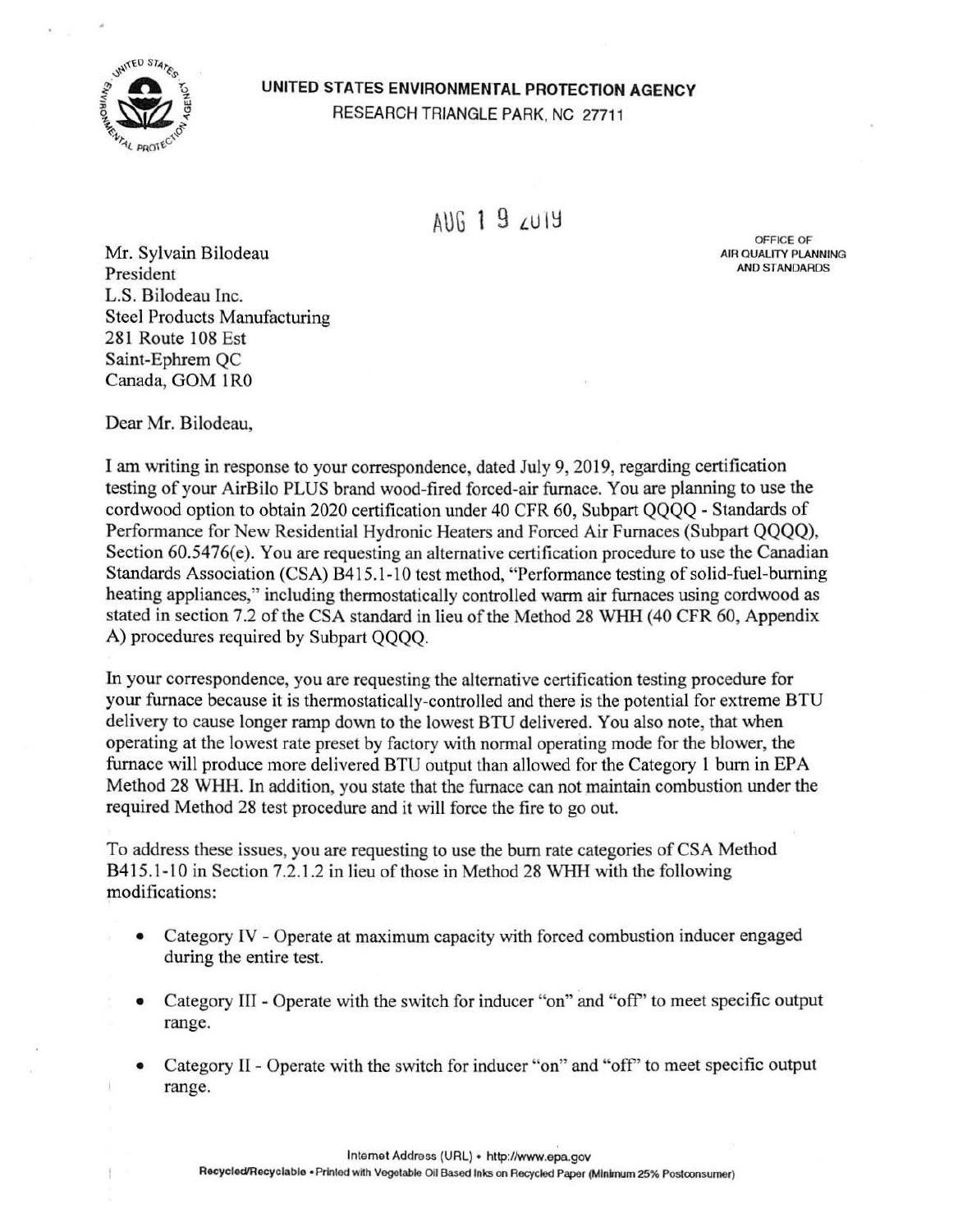**UNITED STATES ENVIRONMENTAL PROTECTION AGENCY**
RESEARCH TRIANGLE PARK, NC 27711

AUG 1 9 2019

OFFICE OF
AIR QUALITY PLANNING
AND STANDARDS

Mr. Sylvain Bilodeau
President
L.S. Bilodeau Inc.
Steel Products Manufacturing
281 Route 108 Est
Saint-Ephrem QC
Canada, GOM 1R0

Dear Mr. Bilodeau,

I am writing in response to your correspondence, dated July 9, 2019, regarding certification testing of your AirBilo PLUS brand wood-fired forced-air furnace. You are planning to use the cordwood option to obtain 2020 certification under 40 CFR 60, Subpart QQQQ - Standards of Performance for New Residential Hydronic Heaters and Forced Air Furnaces (Subpart QQQQ), Section 60.5476(e). You are requesting an alternative certification procedure to use the Canadian Standards Association (CSA) B415.1-10 test method, "Performance testing of solid-fuel-burning heating appliances," including thermostatically controlled warm air furnaces using cordwood as stated in section 7.2 of the CSA standard in lieu of the Method 28 WHH (40 CFR 60, Appendix A) procedures required by Subpart QQQQ.

In your correspondence, you are requesting the alternative certification testing procedure for your furnace because it is thermostatically-controlled and there is the potential for extreme BTU delivery to cause longer ramp down to the lowest BTU delivered. You also note, that when operating at the lowest rate preset by factory with normal operating mode for the blower, the furnace will produce more delivered BTU output than allowed for the Category 1 burn in EPA Method 28 WHH. In addition, you state that the furnace can not maintain combustion under the required Method 28 test procedure and it will force the fire to go out.

To address these issues, you are requesting to use the burn rate categories of CSA Method B415.1-10 in Section 7.2.1.2 in lieu of those in Method 28 WHH with the following modifications:

- Category IV - Operate at maximum capacity with forced combustion inducer engaged during the entire test.
- Category III - Operate with the switch for inducer "on" and "off" to meet specific output range.
- Category II - Operate with the switch for inducer "on" and "off" to meet specific output range.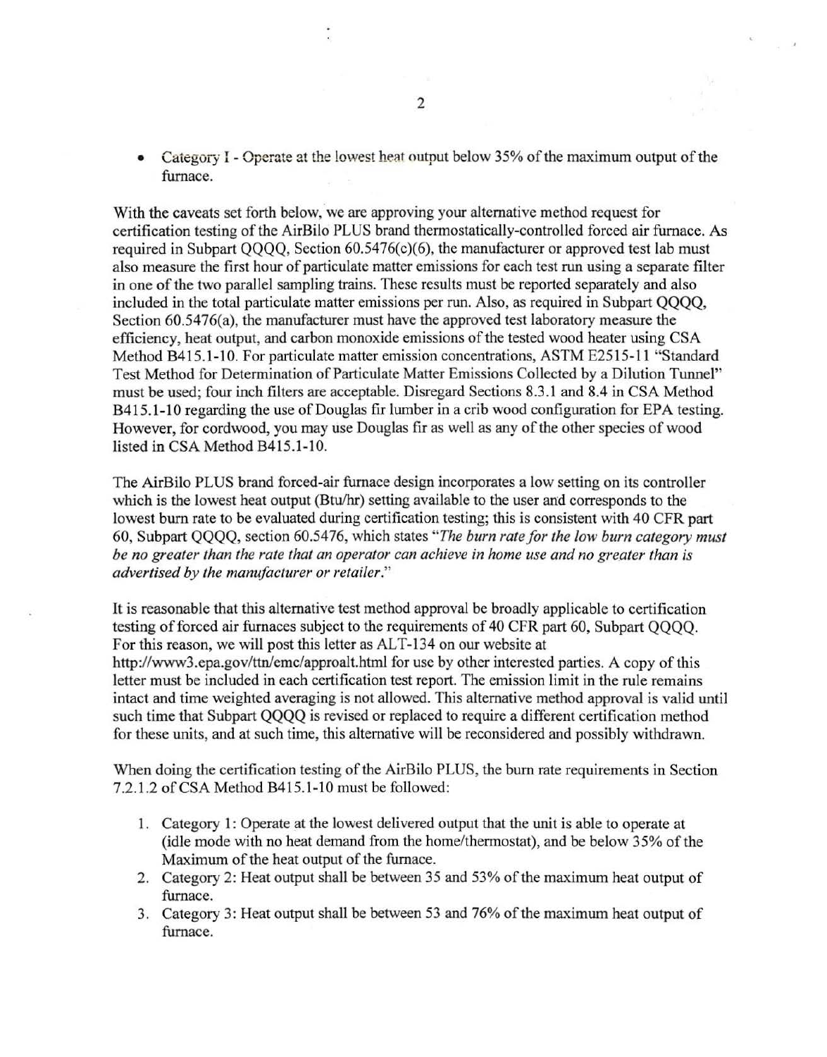- Category I - Operate at the lowest heat output below 35% of the maximum output of the furnace.

With the caveats set forth below, we are approving your alternative method request for certification testing of the AirBilo PLUS brand thermostatically-controlled forced air furnace. As required in Subpart QQQQ, Section 60.5476(c)(6), the manufacturer or approved test lab must also measure the first hour of particulate matter emissions for each test run using a separate filter in one of the two parallel sampling trains. These results must be reported separately and also included in the total particulate matter emissions per run. Also, as required in Subpart QQQQ, Section 60.5476(a), the manufacturer must have the approved test laboratory measure the efficiency, heat output, and carbon monoxide emissions of the tested wood heater using CSA Method B415.1-10. For particulate matter emission concentrations, ASTM E2515-11 "Standard Test Method for Determination of Particulate Matter Emissions Collected by a Dilution Tunnel" must be used; four inch filters are acceptable. Disregard Sections 8.3.1 and 8.4 in CSA Method B415.1-10 regarding the use of Douglas fir lumber in a crib wood configuration for EPA testing. However, for cordwood, you may use Douglas fir as well as any of the other species of wood listed in CSA Method B415.1-10.

The AirBilo PLUS brand forced-air furnace design incorporates a low setting on its controller which is the lowest heat output (Btu/hr) setting available to the user and corresponds to the lowest burn rate to be evaluated during certification testing; this is consistent with 40 CFR part 60, Subpart QQQQ, section 60.5476, which states "*The burn rate for the low burn category must be no greater than the rate that an operator can achieve in home use and no greater than is advertised by the manufacturer or retailer.*"

It is reasonable that this alternative test method approval be broadly applicable to certification testing of forced air furnaces subject to the requirements of 40 CFR part 60, Subpart QQQQ. For this reason, we will post this letter as ALT-134 on our website at http://www3.epa.gov/ttn/emc/approalt.html for use by other interested parties. A copy of this letter must be included in each certification test report. The emission limit in the rule remains intact and time weighted averaging is not allowed. This alternative method approval is valid until such time that Subpart QQQQ is revised or replaced to require a different certification method for these units, and at such time, this alternative will be reconsidered and possibly withdrawn.

When doing the certification testing of the AirBilo PLUS, the burn rate requirements in Section 7.2.1.2 of CSA Method B415.1-10 must be followed:

1. Category 1: Operate at the lowest delivered output that the unit is able to operate at (idle mode with no heat demand from the home/thermostat), and be below 35% of the Maximum of the heat output of the furnace.
2. Category 2: Heat output shall be between 35 and 53% of the maximum heat output of furnace.
3. Category 3: Heat output shall be between 53 and 76% of the maximum heat output of furnace.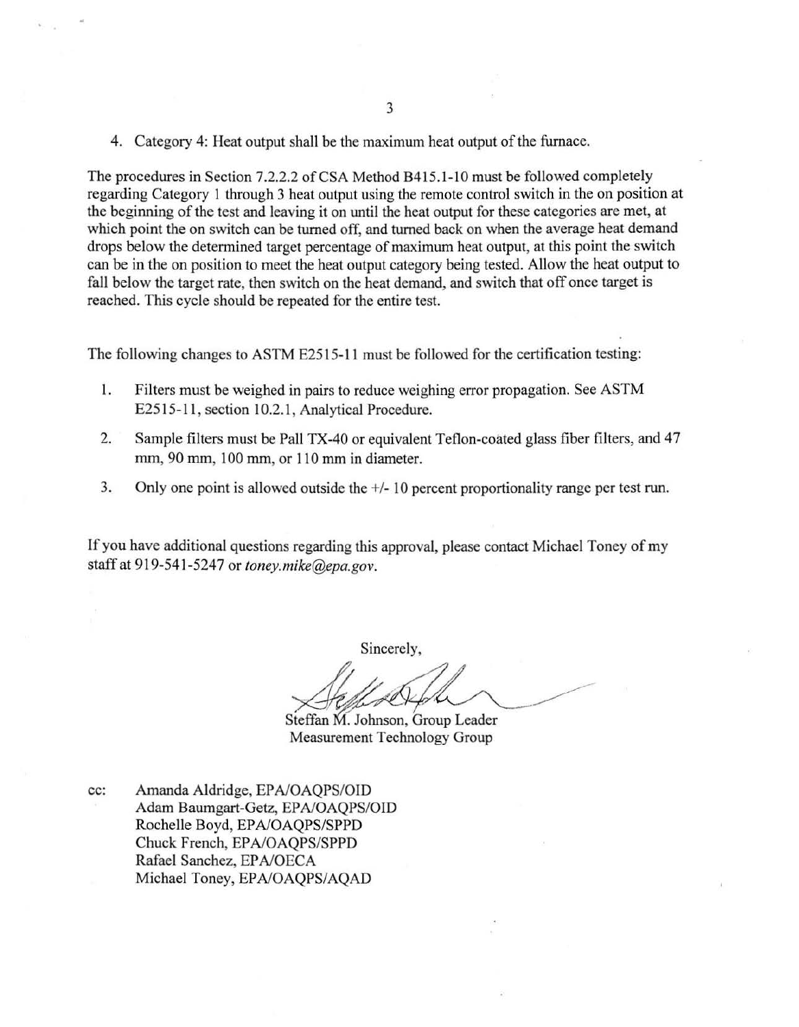4. Category 4: Heat output shall be the maximum heat output of the furnace.

The procedures in Section 7.2.2.2 of CSA Method B415.1-10 must be followed completely regarding Category 1 through 3 heat output using the remote control switch in the on position at the beginning of the test and leaving it on until the heat output for these categories are met, at which point the on switch can be turned off, and turned back on when the average heat demand drops below the determined target percentage of maximum heat output, at this point the switch can be in the on position to meet the heat output category being tested. Allow the heat output to fall below the target rate, then switch on the heat demand, and switch that off once target is reached. This cycle should be repeated for the entire test.

The following changes to ASTM E2515-11 must be followed for the certification testing:

1. Filters must be weighed in pairs to reduce weighing error propagation. See ASTM E2515-11, section 10.2.1, Analytical Procedure.
2. Sample filters must be Pall TX-40 or equivalent Teflon-coated glass fiber filters, and 47 mm, 90 mm, 100 mm, or 110 mm in diameter.
3. Only one point is allowed outside the +/- 10 percent proportionality range per test run.

If you have additional questions regarding this approval, please contact Michael Toney of my staff at 919-541-5247 or *toney.mike@epa.gov*.

Sincerely,

Steffan M. Johnson, Group Leader
Measurement Technology Group

cc: Amanda Aldridge, EPA/OAQPS/OID
Adam Baumgart-Getz, EPA/OAQPS/OID
Rochelle Boyd, EPA/OAQPS/SPPD
Chuck French, EPA/OAQPS/SPPD
Rafael Sanchez, EPA/OECA
Michael Toney, EPA/OAQPS/AQAD